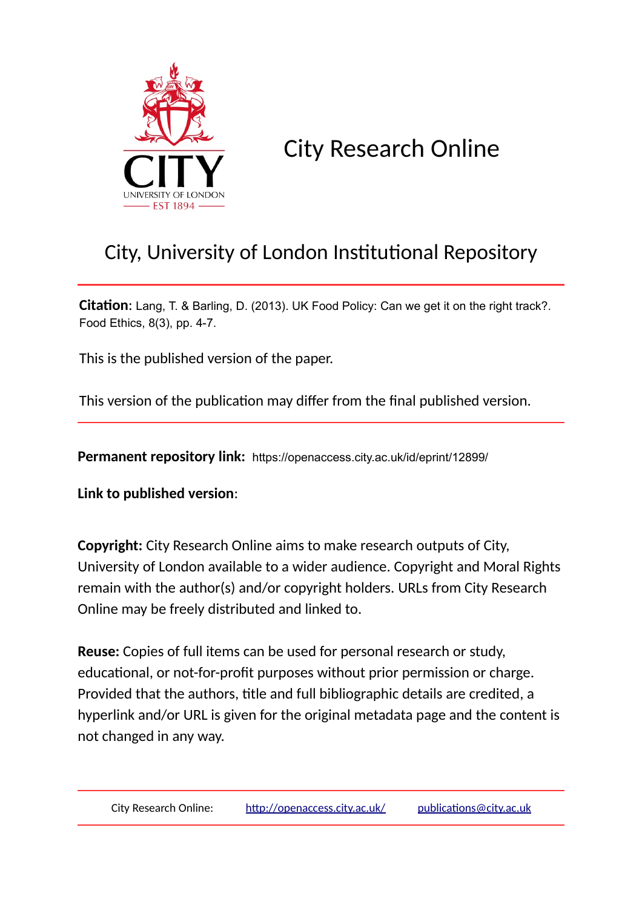CITY
UNIVERSITY OF LONDON
EST 1894

# City Research Online

## City, University of London Institutional Repository

**Citation**: Lang, T. & Barling, D. (2013). UK Food Policy: Can we get it on the right track?. Food Ethics, 8(3), pp. 4-7.

This is the published version of the paper.

This version of the publication may differ from the final published version.

**Permanent repository link:** https://openaccess.city.ac.uk/id/eprint/12899/

**Link to published version**:

**Copyright:** City Research Online aims to make research outputs of City, University of London available to a wider audience. Copyright and Moral Rights remain with the author(s) and/or copyright holders. URLs from City Research Online may be freely distributed and linked to.

**Reuse:** Copies of full items can be used for personal research or study, educational, or not-for-profit purposes without prior permission or charge. Provided that the authors, title and full bibliographic details are credited, a hyperlink and/or URL is given for the original metadata page and the content is not changed in any way.

City Research Online: http://openaccess.city.ac.uk/ publications@city.ac.uk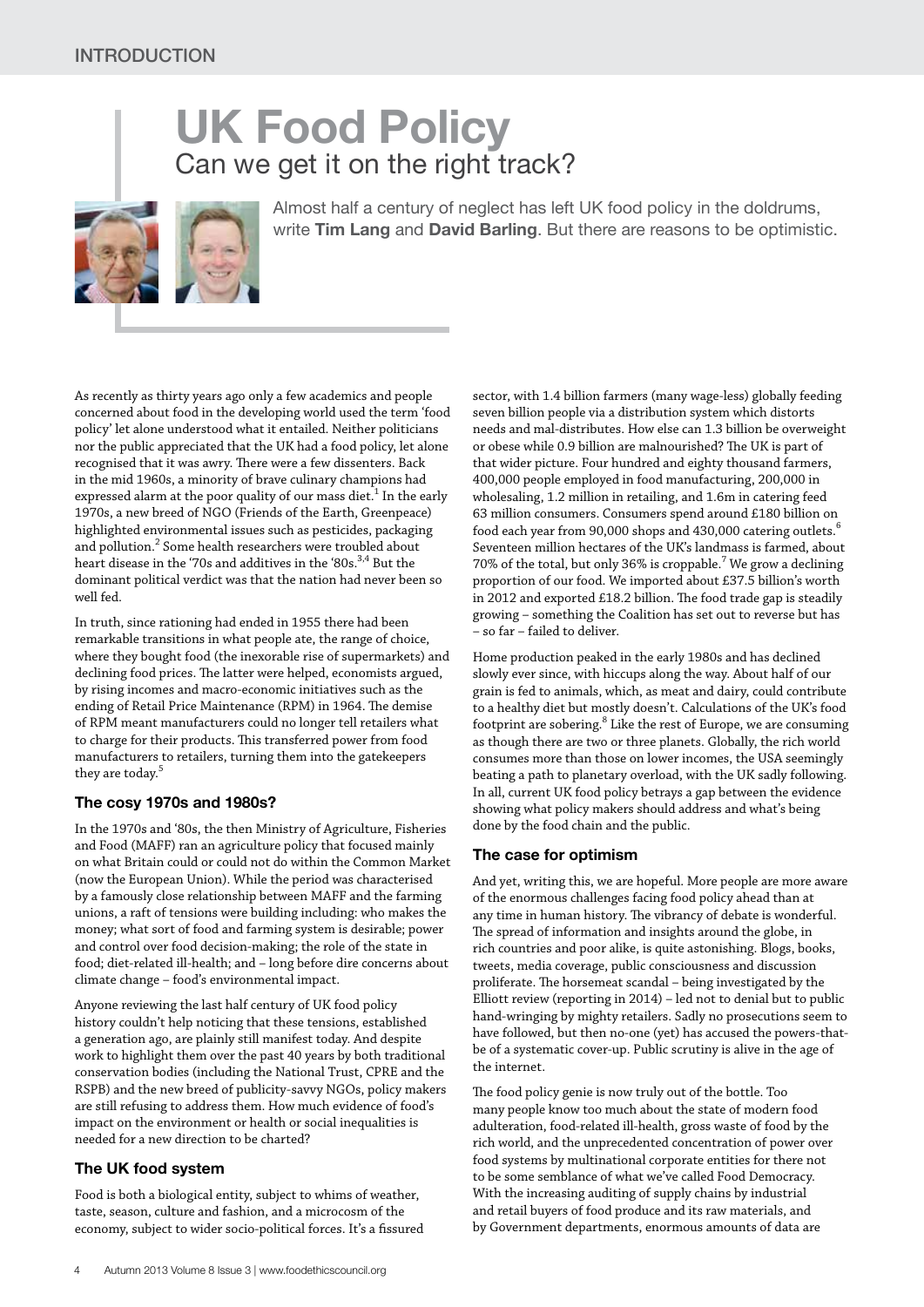# UK Food Policy

## Can we get it on the right track?

Almost half a century of neglect has left UK food policy in the doldrums, write **Tim Lang** and **David Barling**. But there are reasons to be optimistic.

As recently as thirty years ago only a few academics and people concerned about food in the developing world used the term 'food policy' let alone understood what it entailed. Neither politicians nor the public appreciated that the UK had a food policy, let alone recognised that it was awry. There were a few dissenters. Back in the mid 1960s, a minority of brave culinary champions had expressed alarm at the poor quality of our mass diet.[1] In the early 1970s, a new breed of NGO (Friends of the Earth, Greenpeace) highlighted environmental issues such as pesticides, packaging and pollution.[2] Some health researchers were troubled about heart disease in the '70s and additives in the '80s.[3,4] But the dominant political verdict was that the nation had never been so well fed.

In truth, since rationing had ended in 1955 there had been remarkable transitions in what people ate, the range of choice, where they bought food (the inexorable rise of supermarkets) and declining food prices. The latter were helped, economists argued, by rising incomes and macro-economic initiatives such as the ending of Retail Price Maintenance (RPM) in 1964. The demise of RPM meant manufacturers could no longer tell retailers what to charge for their products. This transferred power from food manufacturers to retailers, turning them into the gatekeepers they are today.[5]

### The cosy 1970s and 1980s?

In the 1970s and '80s, the then Ministry of Agriculture, Fisheries and Food (MAFF) ran an agriculture policy that focused mainly on what Britain could or could not do within the Common Market (now the European Union). While the period was characterised by a famously close relationship between MAFF and the farming unions, a raft of tensions were building including: who makes the money; what sort of food and farming system is desirable; power and control over food decision-making; the role of the state in food; diet-related ill-health; and – long before dire concerns about climate change – food's environmental impact.

Anyone reviewing the last half century of UK food policy history couldn't help noticing that these tensions, established a generation ago, are plainly still manifest today. And despite work to highlight them over the past 40 years by both traditional conservation bodies (including the National Trust, CPRE and the RSPB) and the new breed of publicity-savvy NGOs, policy makers are still refusing to address them. How much evidence of food's impact on the environment or health or social inequalities is needed for a new direction to be charted?

### The UK food system

Food is both a biological entity, subject to whims of weather, taste, season, culture and fashion, and a microcosm of the economy, subject to wider socio-political forces. It's a fissured sector, with 1.4 billion farmers (many wage-less) globally feeding seven billion people via a distribution system which distorts needs and mal-distributes. How else can 1.3 billion be overweight or obese while 0.9 billion are malnourished? The UK is part of that wider picture. Four hundred and eighty thousand farmers, 400,000 people employed in food manufacturing, 200,000 in wholesaling, 1.2 million in retailing, and 1.6m in catering feed 63 million consumers. Consumers spend around £180 billion on food each year from 90,000 shops and 430,000 catering outlets.[6] Seventeen million hectares of the UK's landmass is farmed, about 70% of the total, but only 36% is croppable.[7] We grow a declining proportion of our food. We imported about £37.5 billion's worth in 2012 and exported £18.2 billion. The food trade gap is steadily growing – something the Coalition has set out to reverse but has – so far – failed to deliver.

Home production peaked in the early 1980s and has declined slowly ever since, with hiccups along the way. About half of our grain is fed to animals, which, as meat and dairy, could contribute to a healthy diet but mostly doesn't. Calculations of the UK's food footprint are sobering.[8] Like the rest of Europe, we are consuming as though there are two or three planets. Globally, the rich world consumes more than those on lower incomes, the USA seemingly beating a path to planetary overload, with the UK sadly following. In all, current UK food policy betrays a gap between the evidence showing what policy makers should address and what's being done by the food chain and the public.

### The case for optimism

And yet, writing this, we are hopeful. More people are more aware of the enormous challenges facing food policy ahead than at any time in human history. The vibrancy of debate is wonderful. The spread of information and insights around the globe, in rich countries and poor alike, is quite astonishing. Blogs, books, tweets, media coverage, public consciousness and discussion proliferate. The horsemeat scandal – being investigated by the Elliott review (reporting in 2014) – led not to denial but to public hand-wringing by mighty retailers. Sadly no prosecutions seem to have followed, but then no-one (yet) has accused the powers-that-be of a systematic cover-up. Public scrutiny is alive in the age of the internet.

The food policy genie is now truly out of the bottle. Too many people know too much about the state of modern food adulteration, food-related ill-health, gross waste of food by the rich world, and the unprecedented concentration of power over food systems by multinational corporate entities for there not to be some semblance of what we've called Food Democracy. With the increasing auditing of supply chains by industrial and retail buyers of food produce and its raw materials, and by Government departments, enormous amounts of data are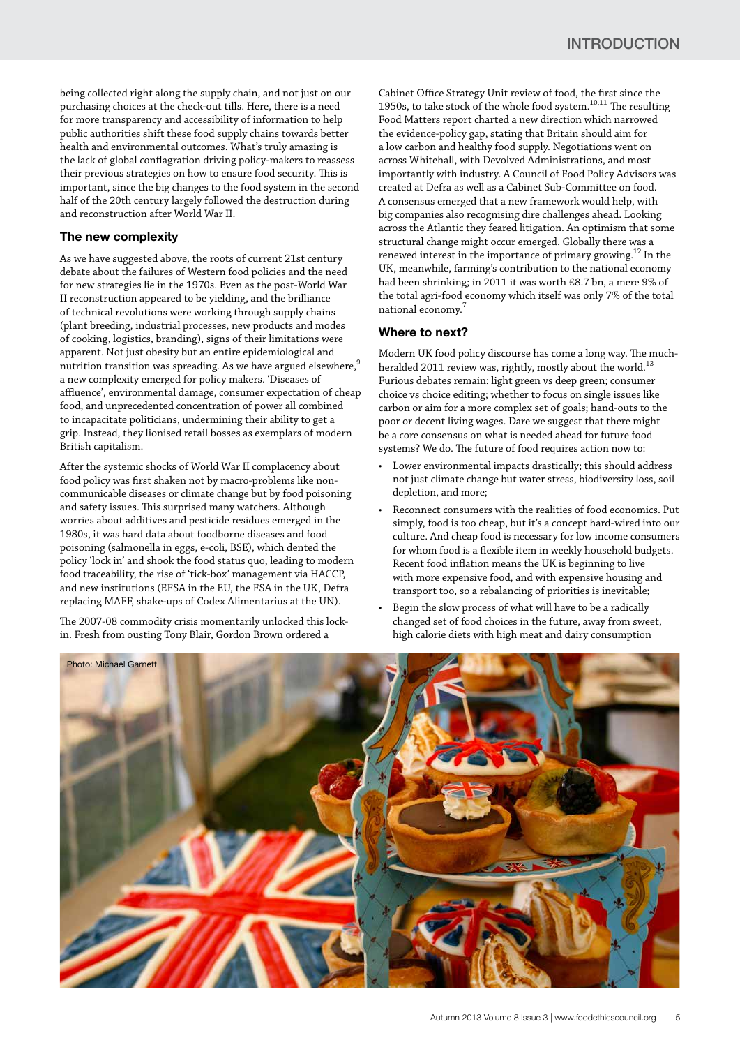being collected right along the supply chain, and not just on our purchasing choices at the check-out tills. Here, there is a need for more transparency and accessibility of information to help public authorities shift these food supply chains towards better health and environmental outcomes. What's truly amazing is the lack of global conflagration driving policy-makers to reassess their previous strategies on how to ensure food security. This is important, since the big changes to the food system in the second half of the 20th century largely followed the destruction during and reconstruction after World War II.

### The new complexity

As we have suggested above, the roots of current 21st century debate about the failures of Western food policies and the need for new strategies lie in the 1970s. Even as the post-World War II reconstruction appeared to be yielding, and the brilliance of technical revolutions were working through supply chains (plant breeding, industrial processes, new products and modes of cooking, logistics, branding), signs of their limitations were apparent. Not just obesity but an entire epidemiological and nutrition transition was spreading. As we have argued elsewhere,[9] a new complexity emerged for policy makers. 'Diseases of affluence', environmental damage, consumer expectation of cheap food, and unprecedented concentration of power all combined to incapacitate politicians, undermining their ability to get a grip. Instead, they lionised retail bosses as exemplars of modern British capitalism.

After the systemic shocks of World War II complacency about food policy was first shaken not by macro-problems like non-communicable diseases or climate change but by food poisoning and safety issues. This surprised many watchers. Although worries about additives and pesticide residues emerged in the 1980s, it was hard data about foodborne diseases and food poisoning (salmonella in eggs, e-coli, BSE), which dented the policy 'lock in' and shook the food status quo, leading to modern food traceability, the rise of 'tick-box' management via HACCP, and new institutions (EFSA in the EU, the FSA in the UK, Defra replacing MAFF, shake-ups of Codex Alimentarius at the UN).

The 2007-08 commodity crisis momentarily unlocked this lock-in. Fresh from ousting Tony Blair, Gordon Brown ordered a Cabinet Office Strategy Unit review of food, the first since the 1950s, to take stock of the whole food system.[10,11] The resulting Food Matters report charted a new direction which narrowed the evidence-policy gap, stating that Britain should aim for a low carbon and healthy food supply. Negotiations went on across Whitehall, with Devolved Administrations, and most importantly with industry. A Council of Food Policy Advisors was created at Defra as well as a Cabinet Sub-Committee on food. A consensus emerged that a new framework would help, with big companies also recognising dire challenges ahead. Looking across the Atlantic they feared litigation. An optimism that some structural change might occur emerged. Globally there was a renewed interest in the importance of primary growing.[12] In the UK, meanwhile, farming's contribution to the national economy had been shrinking; in 2011 it was worth £8.7 bn, a mere 9% of the total agri-food economy which itself was only 7% of the total national economy.[7]

### Where to next?

Modern UK food policy discourse has come a long way. The much-heralded 2011 review was, rightly, mostly about the world.[13] Furious debates remain: light green vs deep green; consumer choice vs choice editing; whether to focus on single issues like carbon or aim for a more complex set of goals; hand-outs to the poor or decent living wages. Dare we suggest that there might be a core consensus on what is needed ahead for future food systems? We do. The future of food requires action now to:

- Lower environmental impacts drastically; this should address not just climate change but water stress, biodiversity loss, soil depletion, and more;
- Reconnect consumers with the realities of food economics. Put simply, food is too cheap, but it's a concept hard-wired into our culture. And cheap food is necessary for low income consumers for whom food is a flexible item in weekly household budgets. Recent food inflation means the UK is beginning to live with more expensive food, and with expensive housing and transport too, so a rebalancing of priorities is inevitable;
- Begin the slow process of what will have to be a radically changed set of food choices in the future, away from sweet, high calorie diets with high meat and dairy consumption

Photo: Michael Garnett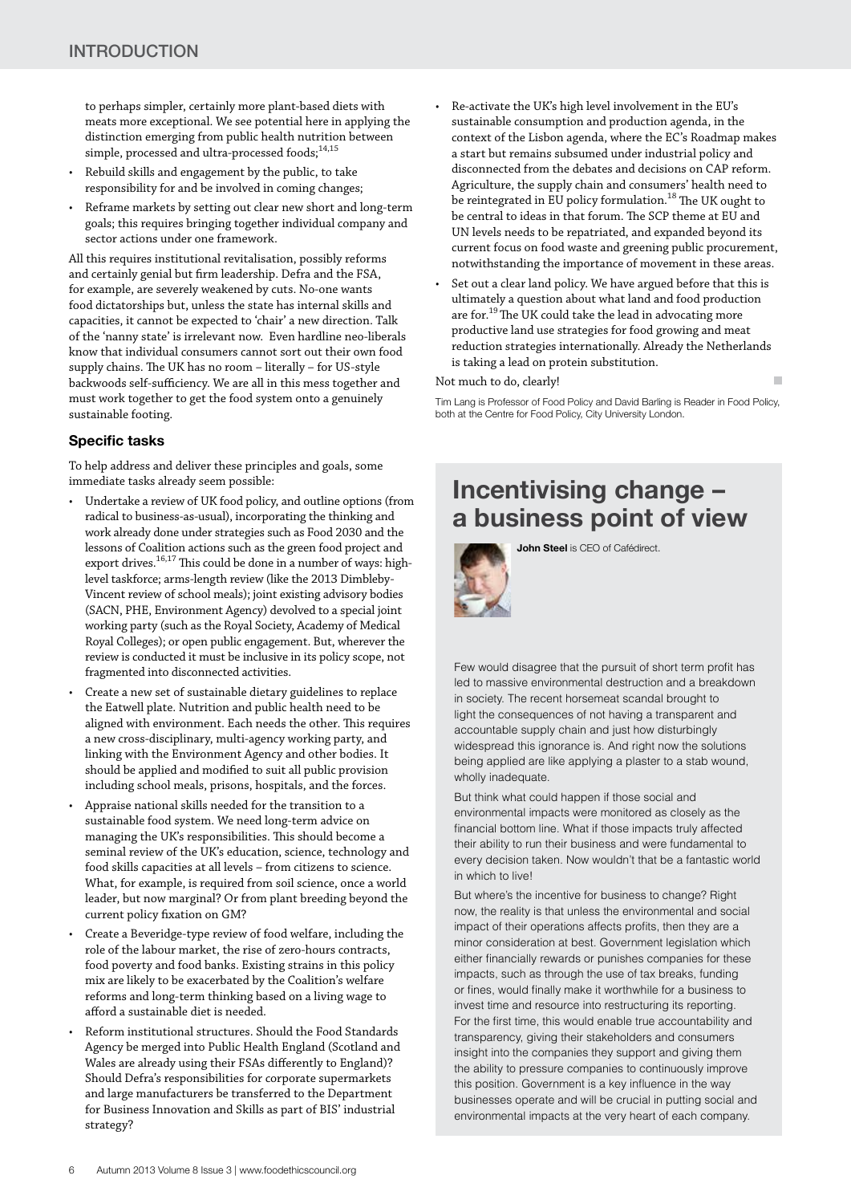to perhaps simpler, certainly more plant-based diets with meats more exceptional. We see potential here in applying the distinction emerging from public health nutrition between simple, processed and ultra-processed foods;[14,15]

- Rebuild skills and engagement by the public, to take responsibility for and be involved in coming changes;
- Reframe markets by setting out clear new short and long-term goals; this requires bringing together individual company and sector actions under one framework.

All this requires institutional revitalisation, possibly reforms and certainly genial but firm leadership. Defra and the FSA, for example, are severely weakened by cuts. No-one wants food dictatorships but, unless the state has internal skills and capacities, it cannot be expected to 'chair' a new direction. Talk of the 'nanny state' is irrelevant now. Even hardline neo-liberals know that individual consumers cannot sort out their own food supply chains. The UK has no room – literally – for US-style backwoods self-sufficiency. We are all in this mess together and must work together to get the food system onto a genuinely sustainable footing.

### Specific tasks

To help address and deliver these principles and goals, some immediate tasks already seem possible:

- Undertake a review of UK food policy, and outline options (from radical to business-as-usual), incorporating the thinking and work already done under strategies such as Food 2030 and the lessons of Coalition actions such as the green food project and export drives.[16,17] This could be done in a number of ways: high-level taskforce; arms-length review (like the 2013 Dimbleby-Vincent review of school meals); joint existing advisory bodies (SACN, PHE, Environment Agency) devolved to a special joint working party (such as the Royal Society, Academy of Medical Royal Colleges); or open public engagement. But, wherever the review is conducted it must be inclusive in its policy scope, not fragmented into disconnected activities.
- Create a new set of sustainable dietary guidelines to replace the Eatwell plate. Nutrition and public health need to be aligned with environment. Each needs the other. This requires a new cross-disciplinary, multi-agency working party, and linking with the Environment Agency and other bodies. It should be applied and modified to suit all public provision including school meals, prisons, hospitals, and the forces.
- Appraise national skills needed for the transition to a sustainable food system. We need long-term advice on managing the UK's responsibilities. This should become a seminal review of the UK's education, science, technology and food skills capacities at all levels – from citizens to science. What, for example, is required from soil science, once a world leader, but now marginal? Or from plant breeding beyond the current policy fixation on GM?
- Create a Beveridge-type review of food welfare, including the role of the labour market, the rise of zero-hours contracts, food poverty and food banks. Existing strains in this policy mix are likely to be exacerbated by the Coalition's welfare reforms and long-term thinking based on a living wage to afford a sustainable diet is needed.
- Reform institutional structures. Should the Food Standards Agency be merged into Public Health England (Scotland and Wales are already using their FSAs differently to England)? Should Defra's responsibilities for corporate supermarkets and large manufacturers be transferred to the Department for Business Innovation and Skills as part of BIS' industrial strategy?
- Re-activate the UK's high level involvement in the EU's sustainable consumption and production agenda, in the context of the Lisbon agenda, where the EC's Roadmap makes a start but remains subsumed under industrial policy and disconnected from the debates and decisions on CAP reform. Agriculture, the supply chain and consumers' health need to be reintegrated in EU policy formulation.[18] The UK ought to be central to ideas in that forum. The SCP theme at EU and UN levels needs to be repatriated, and expanded beyond its current focus on food waste and greening public procurement, notwithstanding the importance of movement in these areas.
- Set out a clear land policy. We have argued before that this is ultimately a question about what land and food production are for.[19] The UK could take the lead in advocating more productive land use strategies for food growing and meat reduction strategies internationally. Already the Netherlands is taking a lead on protein substitution.

Not much to do, clearly!

Tim Lang is Professor of Food Policy and David Barling is Reader in Food Policy, both at the Centre for Food Policy, City University London.

## Incentivising change – a business point of view

**John Steel** is CEO of Cafédirect.

Few would disagree that the pursuit of short term profit has led to massive environmental destruction and a breakdown in society. The recent horsemeat scandal brought to light the consequences of not having a transparent and accountable supply chain and just how disturbingly widespread this ignorance is. And right now the solutions being applied are like applying a plaster to a stab wound, wholly inadequate.

But think what could happen if those social and environmental impacts were monitored as closely as the financial bottom line. What if those impacts truly affected their ability to run their business and were fundamental to every decision taken. Now wouldn't that be a fantastic world in which to live!

But where's the incentive for business to change? Right now, the reality is that unless the environmental and social impact of their operations affects profits, then they are a minor consideration at best. Government legislation which either financially rewards or punishes companies for these impacts, such as through the use of tax breaks, funding or fines, would finally make it worthwhile for a business to invest time and resource into restructuring its reporting. For the first time, this would enable true accountability and transparency, giving their stakeholders and consumers insight into the companies they support and giving them the ability to pressure companies to continuously improve this position. Government is a key influence in the way businesses operate and will be crucial in putting social and environmental impacts at the very heart of each company.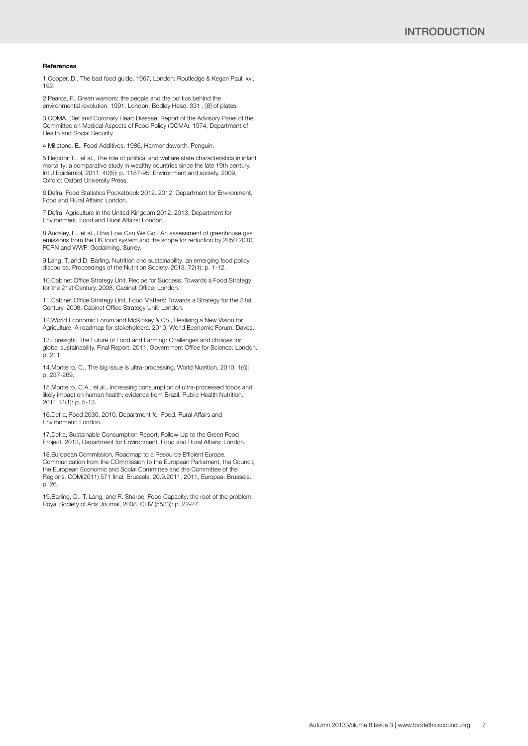**References**

1.Cooper, D., The bad food guide. 1967, London: Routledge & Kegan Paul. xvi, 192.

2.Pearce, F., Green warriors: the people and the politics behind the environmental revolution. 1991, London: Bodley Head. 331 , [8] of plates.

3.COMA, Diet and Coronary Heart Disease: Report of the Advisory Panel of the Committee on Medical Aspects of Food Policy (COMA). 1974, Department of Health and Social Security.

4.Millstone, E., Food Additives. 1986, Harmondsworth: Penguin.

5.Regidor, E., et al., The role of political and welfare state characteristics in infant mortality: a comparative study in wealthy countries since the late 19th century. Int J Epidemiol, 2011. 40(5): p. 1187-95. Environment and society. 2009, Oxford: Oxford University Press.

6.Defra, Food Statistics Pocketbook 2012. 2012, Department for Environment, Food and Rural Affairs: London.

7.Defra, Agriculture in the United Kingdom 2012. 2013, Department for Environment, Food and Rural Affairs: London.

8.Audsley, E., et al., How Low Can We Go? An assessment of greenhouse gas emissions from the UK food system and the scope for reduction by 2050 2010, FCRN and WWF: Godalming, Surrey.

9.Lang, T. and D. Barling, Nutrition and sustainability: an emerging food policy discourse. Proceedings of the Nutrition Society, 2013. 72(1): p. 1-12.

10.Cabinet Office Strategy Unit, Recipe for Success: Towards a Food Strategy for the 21st Century. 2008, Cabinet Office: London.

11.Cabinet Office Strategy Unit, Food Matters: Towards a Strategy for the 21st Century. 2008, Cabinet Office Strategy Unit: London.

12.World Economic Forum and McKinsey & Co., Realising a New Vision for Agriculture: A roadmap for stakeholders. 2010, World Economic Forum: Davos.

13.Foresight, The Future of Food and Farming: Challenges and choices for global sustainability. Final Report. 2011, Government Office for Science: London. p. 211.

14.Monteiro, C., The big issue is ultra-processing. World Nutrition, 2010. 1(6): p. 237-269.

15.Monteiro, C.A., et al., Increasing consumption of ultra-processed foods and likely impact on human health: evidence from Brazil. Public Health Nutrition, 2011 14(1): p. 5-13.

16.Defra, Food 2030. 2010, Department for Food, Rural Affairs and Environment: London.

17.Defra, Sustainable Consumption Report: Follow-Up to the Green Food Project. 2013, Department for Environment, Food and Rural Affairs: London.

18.European Commission, Roadmap to a Resource Efficient Europe. Communication from the COmmission to the European Parliament, the Council, the European Economic and Social Committee and the Committee of the Regions. COM(2011) 571 final. Brussels, 20.9.2011. 2011, Europea: Brussels. p. 26.

19.Barling, D., T. Lang, and R. Sharpe, Food Capacity: the root of the problem. Royal Society of Arts Journal, 2008. CLIV (5533): p. 22-27.